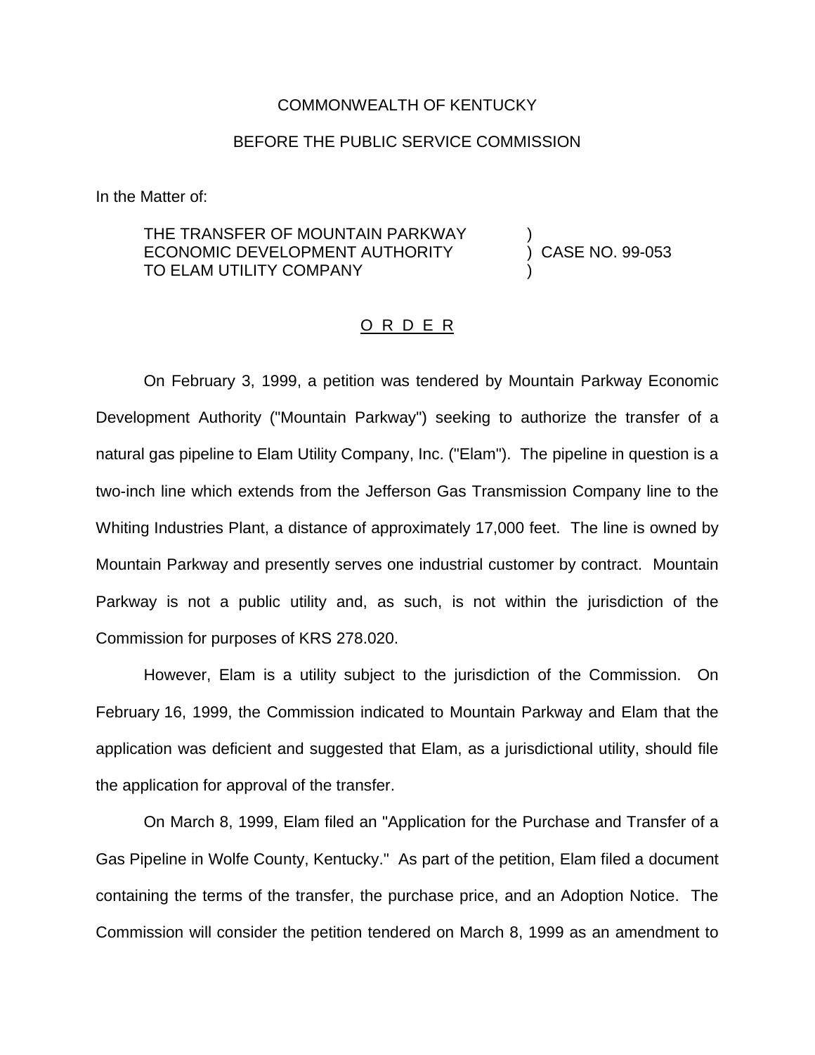COMMONWEALTH OF KENTUCKY

BEFORE THE PUBLIC SERVICE COMMISSION

In the Matter of:

THE TRANSFER OF MOUNTAIN PARKWAY ECONOMIC DEVELOPMENT AUTHORITY TO ELAM UTILITY COMPANY ) CASE NO. 99-053

O R D E R

On February 3, 1999, a petition was tendered by Mountain Parkway Economic Development Authority ("Mountain Parkway") seeking to authorize the transfer of a natural gas pipeline to Elam Utility Company, Inc. ("Elam"). The pipeline in question is a two-inch line which extends from the Jefferson Gas Transmission Company line to the Whiting Industries Plant, a distance of approximately 17,000 feet. The line is owned by Mountain Parkway and presently serves one industrial customer by contract. Mountain Parkway is not a public utility and, as such, is not within the jurisdiction of the Commission for purposes of KRS 278.020.

However, Elam is a utility subject to the jurisdiction of the Commission. On February 16, 1999, the Commission indicated to Mountain Parkway and Elam that the application was deficient and suggested that Elam, as a jurisdictional utility, should file the application for approval of the transfer.

On March 8, 1999, Elam filed an "Application for the Purchase and Transfer of a Gas Pipeline in Wolfe County, Kentucky." As part of the petition, Elam filed a document containing the terms of the transfer, the purchase price, and an Adoption Notice. The Commission will consider the petition tendered on March 8, 1999 as an amendment to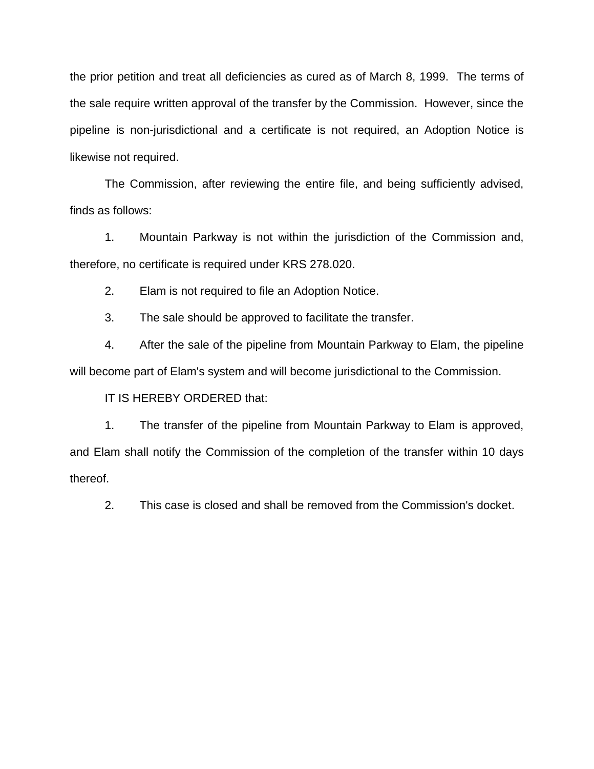the prior petition and treat all deficiencies as cured as of March 8, 1999. The terms of the sale require written approval of the transfer by the Commission. However, since the pipeline is non-jurisdictional and a certificate is not required, an Adoption Notice is likewise not required.

The Commission, after reviewing the entire file, and being sufficiently advised, finds as follows:

1. Mountain Parkway is not within the jurisdiction of the Commission and, therefore, no certificate is required under KRS 278.020.

2. Elam is not required to file an Adoption Notice.

3. The sale should be approved to facilitate the transfer.

4. After the sale of the pipeline from Mountain Parkway to Elam, the pipeline will become part of Elam's system and will become jurisdictional to the Commission.

IT IS HEREBY ORDERED that:

1. The transfer of the pipeline from Mountain Parkway to Elam is approved, and Elam shall notify the Commission of the completion of the transfer within 10 days thereof.

2. This case is closed and shall be removed from the Commission's docket.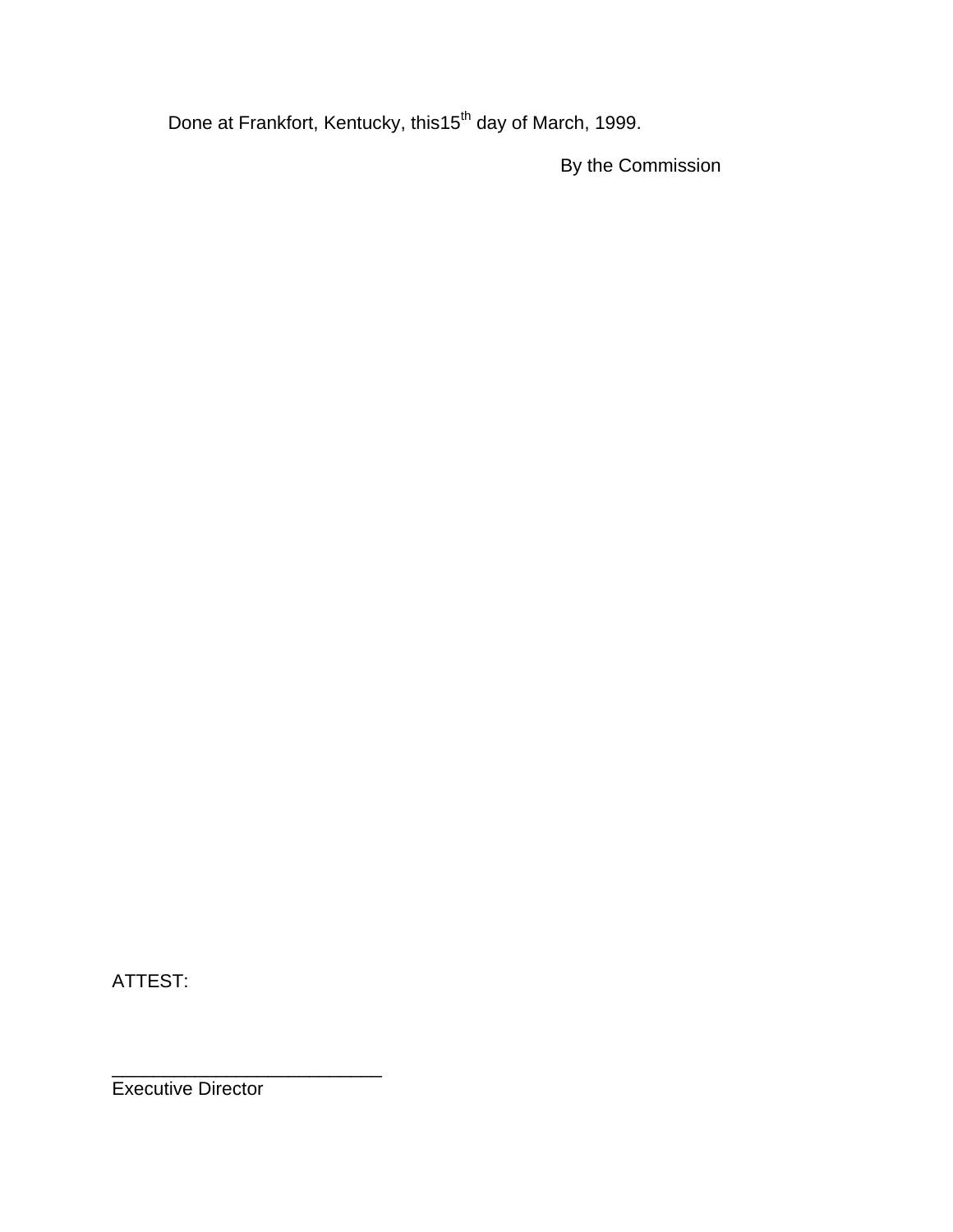Done at Frankfort, Kentucky, this15th day of March, 1999.

By the Commission

ATTEST:

___________________________

Executive Director